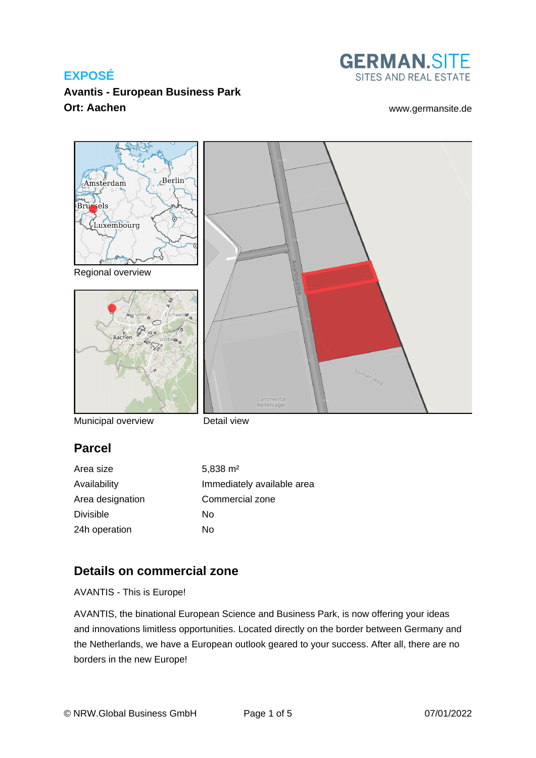**EXPOSÉ**

**Avantis - European Business Park**

**Ort: Aachen**

GERMAN.SITE
SITES AND REAL ESTATE

www.germansite.de

Regional overview

Municipal overview

Detail view

## Parcel

| | |
|---|---|
| Area size | 5,838 m² |
| Availability | Immediately available area |
| Area designation | Commercial zone |
| Divisible | No |
| 24h operation | No |

## Details on commercial zone

AVANTIS - This is Europe!

AVANTIS, the binational European Science and Business Park, is now offering your ideas and innovations limitless opportunities. Located directly on the border between Germany and the Netherlands, we have a European outlook geared to your success. After all, there are no borders in the new Europe!

© NRW.Global Business GmbH

07/01/2022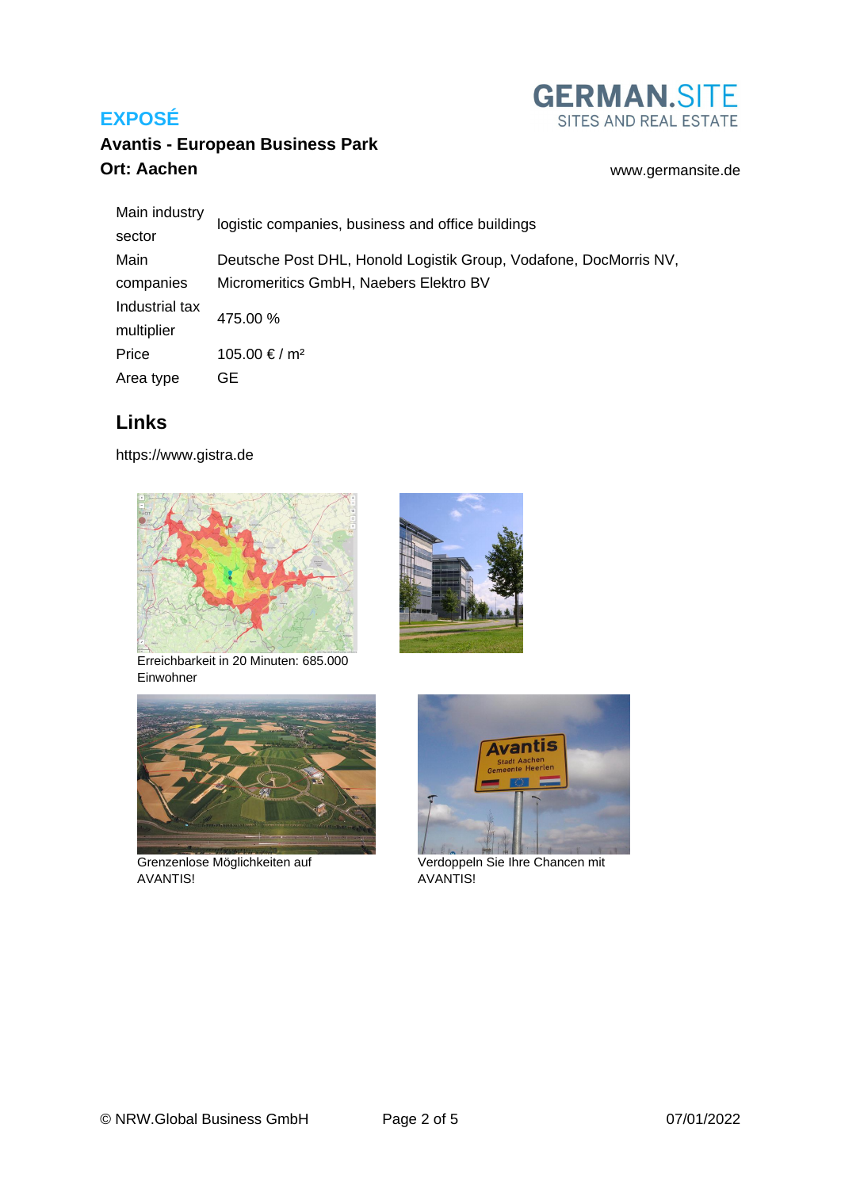**EXPOSÉ**

**Avantis - European Business Park**

**Ort: Aachen**

GERMAN.SITE
SITES AND REAL ESTATE

www.germansite.de

| | |
|---|---|
| Main industry sector | logistic companies, business and office buildings |
| Main companies | Deutsche Post DHL, Honold Logistik Group, Vodafone, DocMorris NV, Micromeritics GmbH, Naebers Elektro BV |
| Industrial tax multiplier | 475.00 % |
| Price | 105.00 € / m² |
| Area type | GE |

## Links

https://www.gistra.de

Erreichbarkeit in 20 Minuten: 685.000 Einwohner

Grenzenlose Möglichkeiten auf AVANTIS!

Verdoppeln Sie Ihre Chancen mit AVANTIS!

© NRW.Global Business GmbH 07/01/2022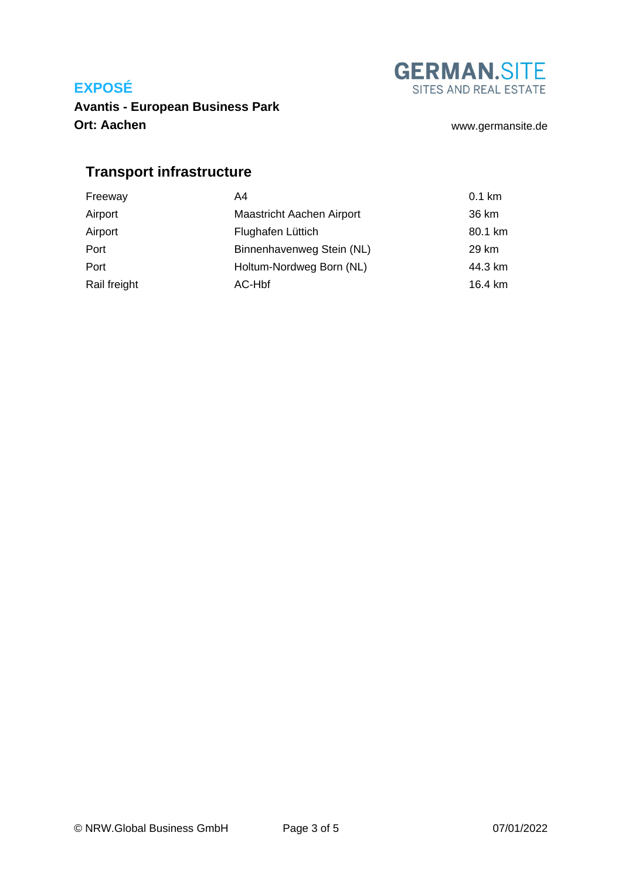## Transport infrastructure

| | | |
|---|---|---|
| Freeway | A4 | 0.1 km |
| Airport | Maastricht Aachen Airport | 36 km |
| Airport | Flughafen Lüttich | 80.1 km |
| Port | Binnenhavenweg Stein (NL) | 29 km |
| Port | Holtum-Nordweg Born (NL) | 44.3 km |
| Rail freight | AC-Hbf | 16.4 km |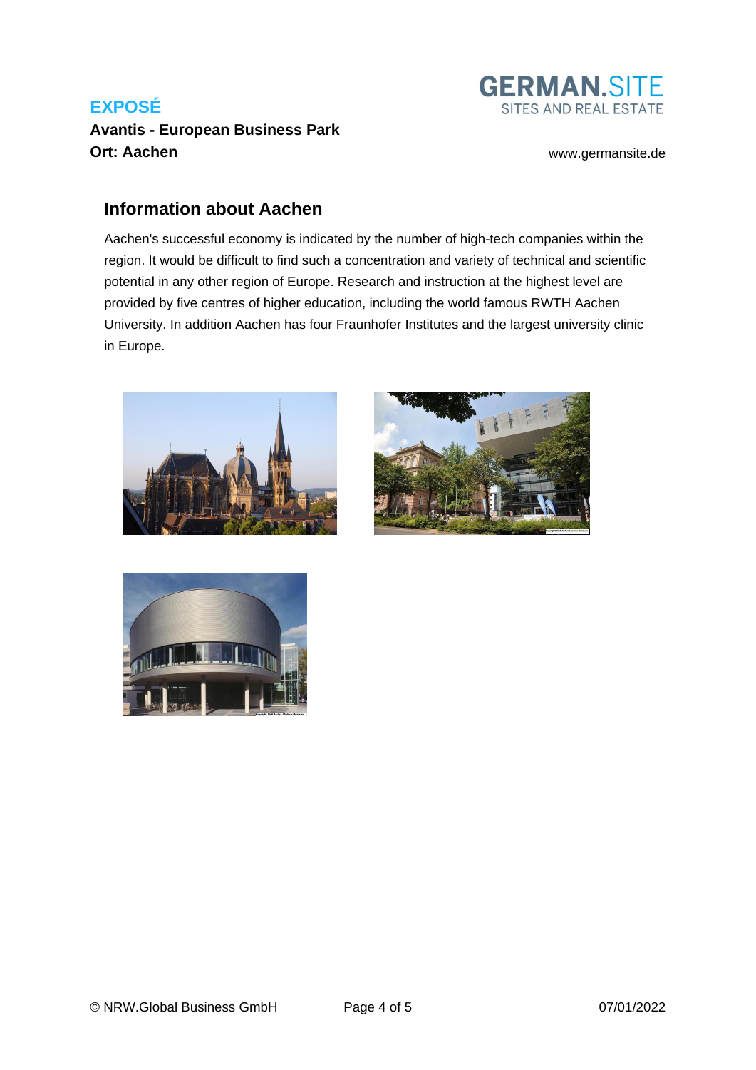## Information about Aachen

Aachen's successful economy is indicated by the number of high-tech companies within the region. It would be difficult to find such a concentration and variety of technical and scientific potential in any other region of Europe. Research and instruction at the highest level are provided by five centres of higher education, including the world famous RWTH Aachen University. In addition Aachen has four Fraunhofer Institutes and the largest university clinic in Europe.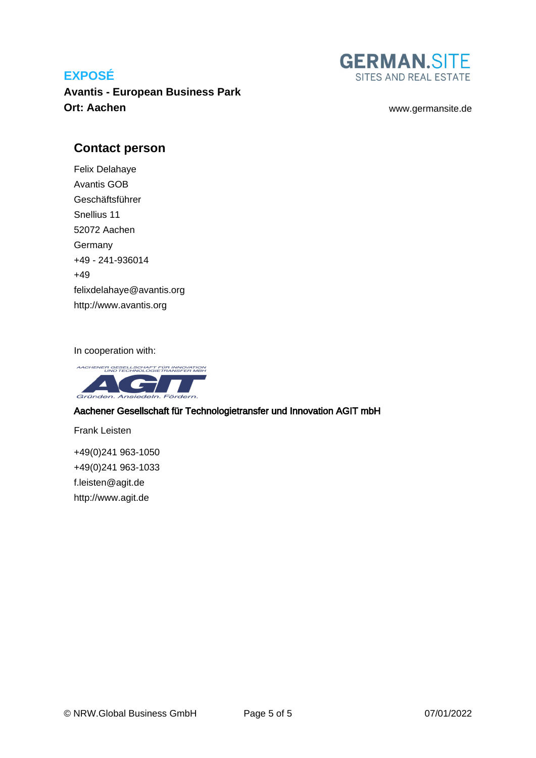## Contact person

Felix Delahaye
Avantis GOB
Geschäftsführer
Snellius 11
52072 Aachen
Germany
+49 - 241-936014
+49
felixdelahaye@avantis.org
http://www.avantis.org

In cooperation with:

Aachener Gesellschaft für Technologietransfer und Innovation AGIT mbH

Frank Leisten

+49(0)241 963-1050
+49(0)241 963-1033
f.leisten@agit.de
http://www.agit.de